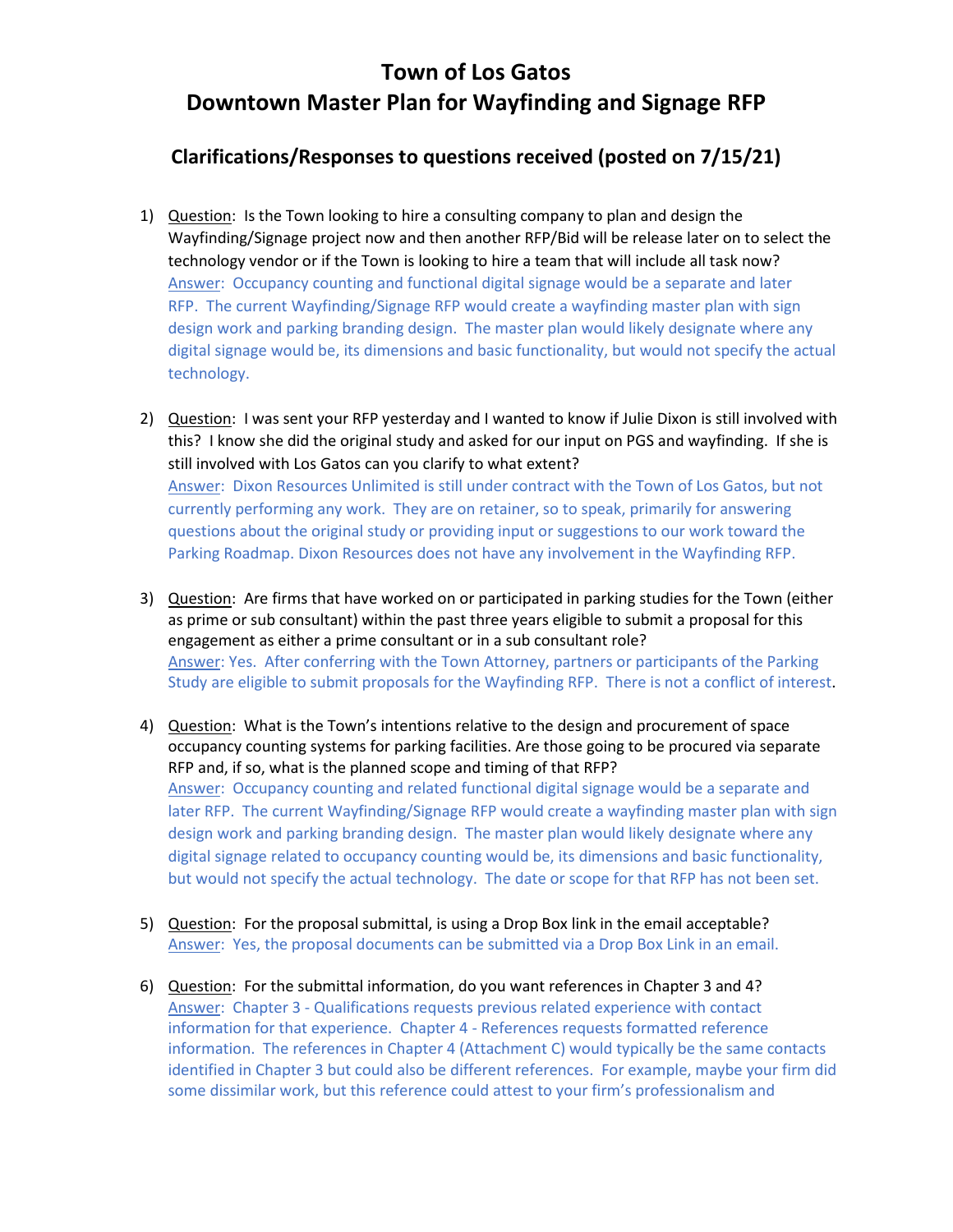# Town of Los Gatos
# Downtown Master Plan for Wayfinding and Signage RFP

## Clarifications/Responses to questions received (posted on 7/15/21)

1) Question: Is the Town looking to hire a consulting company to plan and design the Wayfinding/Signage project now and then another RFP/Bid will be release later on to select the technology vendor or if the Town is looking to hire a team that will include all task now?
   Answer: Occupancy counting and functional digital signage would be a separate and later RFP. The current Wayfinding/Signage RFP would create a wayfinding master plan with sign design work and parking branding design. The master plan would likely designate where any digital signage would be, its dimensions and basic functionality, but would not specify the actual technology.

2) Question: I was sent your RFP yesterday and I wanted to know if Julie Dixon is still involved with this? I know she did the original study and asked for our input on PGS and wayfinding. If she is still involved with Los Gatos can you clarify to what extent?
   Answer: Dixon Resources Unlimited is still under contract with the Town of Los Gatos, but not currently performing any work. They are on retainer, so to speak, primarily for answering questions about the original study or providing input or suggestions to our work toward the Parking Roadmap. Dixon Resources does not have any involvement in the Wayfinding RFP.

3) Question: Are firms that have worked on or participated in parking studies for the Town (either as prime or sub consultant) within the past three years eligible to submit a proposal for this engagement as either a prime consultant or in a sub consultant role?
   Answer: Yes. After conferring with the Town Attorney, partners or participants of the Parking Study are eligible to submit proposals for the Wayfinding RFP. There is not a conflict of interest.

4) Question: What is the Town's intentions relative to the design and procurement of space occupancy counting systems for parking facilities. Are those going to be procured via separate RFP and, if so, what is the planned scope and timing of that RFP?
   Answer: Occupancy counting and related functional digital signage would be a separate and later RFP. The current Wayfinding/Signage RFP would create a wayfinding master plan with sign design work and parking branding design. The master plan would likely designate where any digital signage related to occupancy counting would be, its dimensions and basic functionality, but would not specify the actual technology. The date or scope for that RFP has not been set.

5) Question: For the proposal submittal, is using a Drop Box link in the email acceptable?
   Answer: Yes, the proposal documents can be submitted via a Drop Box Link in an email.

6) Question: For the submittal information, do you want references in Chapter 3 and 4?
   Answer: Chapter 3 - Qualifications requests previous related experience with contact information for that experience. Chapter 4 - References requests formatted reference information. The references in Chapter 4 (Attachment C) would typically be the same contacts identified in Chapter 3 but could also be different references. For example, maybe your firm did some dissimilar work, but this reference could attest to your firm's professionalism and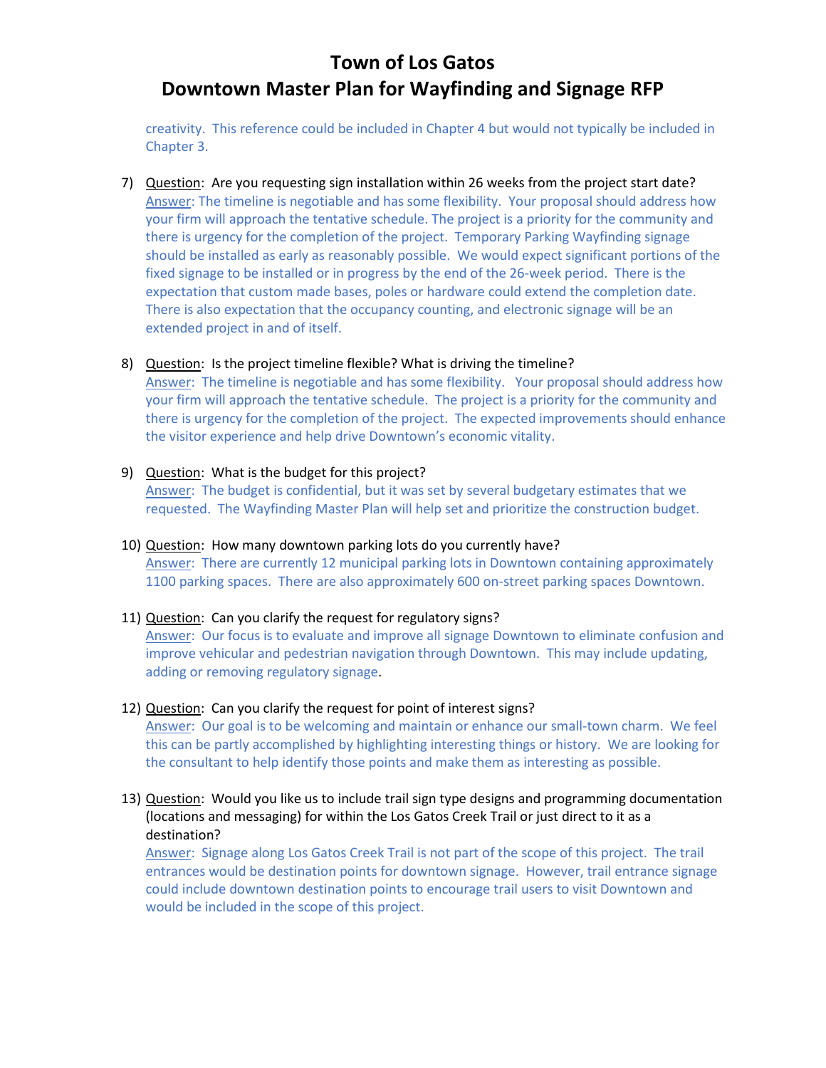creativity. This reference could be included in Chapter 4 but would not typically be included in Chapter 3.

7) Question: Are you requesting sign installation within 26 weeks from the project start date?
   Answer: The timeline is negotiable and has some flexibility. Your proposal should address how your firm will approach the tentative schedule. The project is a priority for the community and there is urgency for the completion of the project. Temporary Parking Wayfinding signage should be installed as early as reasonably possible. We would expect significant portions of the fixed signage to be installed or in progress by the end of the 26-week period. There is the expectation that custom made bases, poles or hardware could extend the completion date. There is also expectation that the occupancy counting, and electronic signage will be an extended project in and of itself.

8) Question: Is the project timeline flexible? What is driving the timeline?
   Answer: The timeline is negotiable and has some flexibility. Your proposal should address how your firm will approach the tentative schedule. The project is a priority for the community and there is urgency for the completion of the project. The expected improvements should enhance the visitor experience and help drive Downtown's economic vitality.

9) Question: What is the budget for this project?
   Answer: The budget is confidential, but it was set by several budgetary estimates that we requested. The Wayfinding Master Plan will help set and prioritize the construction budget.

10) Question: How many downtown parking lots do you currently have?
    Answer: There are currently 12 municipal parking lots in Downtown containing approximately 1100 parking spaces. There are also approximately 600 on-street parking spaces Downtown.

11) Question: Can you clarify the request for regulatory signs?
    Answer: Our focus is to evaluate and improve all signage Downtown to eliminate confusion and improve vehicular and pedestrian navigation through Downtown. This may include updating, adding or removing regulatory signage.

12) Question: Can you clarify the request for point of interest signs?
    Answer: Our goal is to be welcoming and maintain or enhance our small-town charm. We feel this can be partly accomplished by highlighting interesting things or history. We are looking for the consultant to help identify those points and make them as interesting as possible.

13) Question: Would you like us to include trail sign type designs and programming documentation (locations and messaging) for within the Los Gatos Creek Trail or just direct to it as a destination?
    Answer: Signage along Los Gatos Creek Trail is not part of the scope of this project. The trail entrances would be destination points for downtown signage. However, trail entrance signage could include downtown destination points to encourage trail users to visit Downtown and would be included in the scope of this project.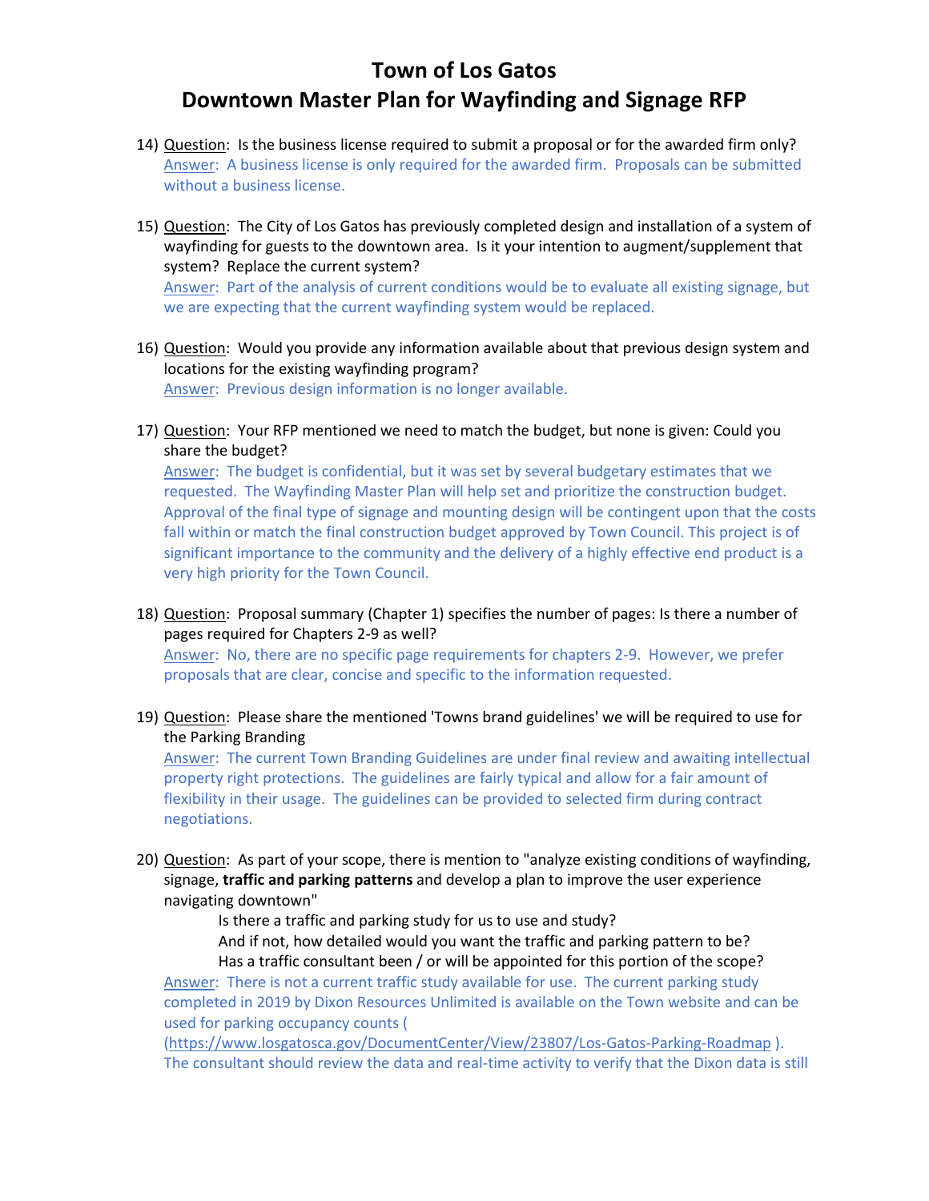# Town of Los Gatos
## Downtown Master Plan for Wayfinding and Signage RFP

14) Question: Is the business license required to submit a proposal or for the awarded firm only?
Answer: A business license is only required for the awarded firm. Proposals can be submitted without a business license.

15) Question: The City of Los Gatos has previously completed design and installation of a system of wayfinding for guests to the downtown area. Is it your intention to augment/supplement that system? Replace the current system?
Answer: Part of the analysis of current conditions would be to evaluate all existing signage, but we are expecting that the current wayfinding system would be replaced.

16) Question: Would you provide any information available about that previous design system and locations for the existing wayfinding program?
Answer: Previous design information is no longer available.

17) Question: Your RFP mentioned we need to match the budget, but none is given: Could you share the budget?
Answer: The budget is confidential, but it was set by several budgetary estimates that we requested. The Wayfinding Master Plan will help set and prioritize the construction budget. Approval of the final type of signage and mounting design will be contingent upon that the costs fall within or match the final construction budget approved by Town Council. This project is of significant importance to the community and the delivery of a highly effective end product is a very high priority for the Town Council.

18) Question: Proposal summary (Chapter 1) specifies the number of pages: Is there a number of pages required for Chapters 2-9 as well?
Answer: No, there are no specific page requirements for chapters 2-9. However, we prefer proposals that are clear, concise and specific to the information requested.

19) Question: Please share the mentioned 'Towns brand guidelines' we will be required to use for the Parking Branding
Answer: The current Town Branding Guidelines are under final review and awaiting intellectual property right protections. The guidelines are fairly typical and allow for a fair amount of flexibility in their usage. The guidelines can be provided to selected firm during contract negotiations.

20) Question: As part of your scope, there is mention to "analyze existing conditions of wayfinding, signage, **traffic and parking patterns** and develop a plan to improve the user experience navigating downtown"

    Is there a traffic and parking study for us to use and study?
    And if not, how detailed would you want the traffic and parking pattern to be?
    Has a traffic consultant been / or will be appointed for this portion of the scope?

Answer: There is not a current traffic study available for use. The current parking study completed in 2019 by Dixon Resources Unlimited is available on the Town website and can be used for parking occupancy counts ( (https://www.losgatosca.gov/DocumentCenter/View/23807/Los-Gatos-Parking-Roadmap ). The consultant should review the data and real-time activity to verify that the Dixon data is still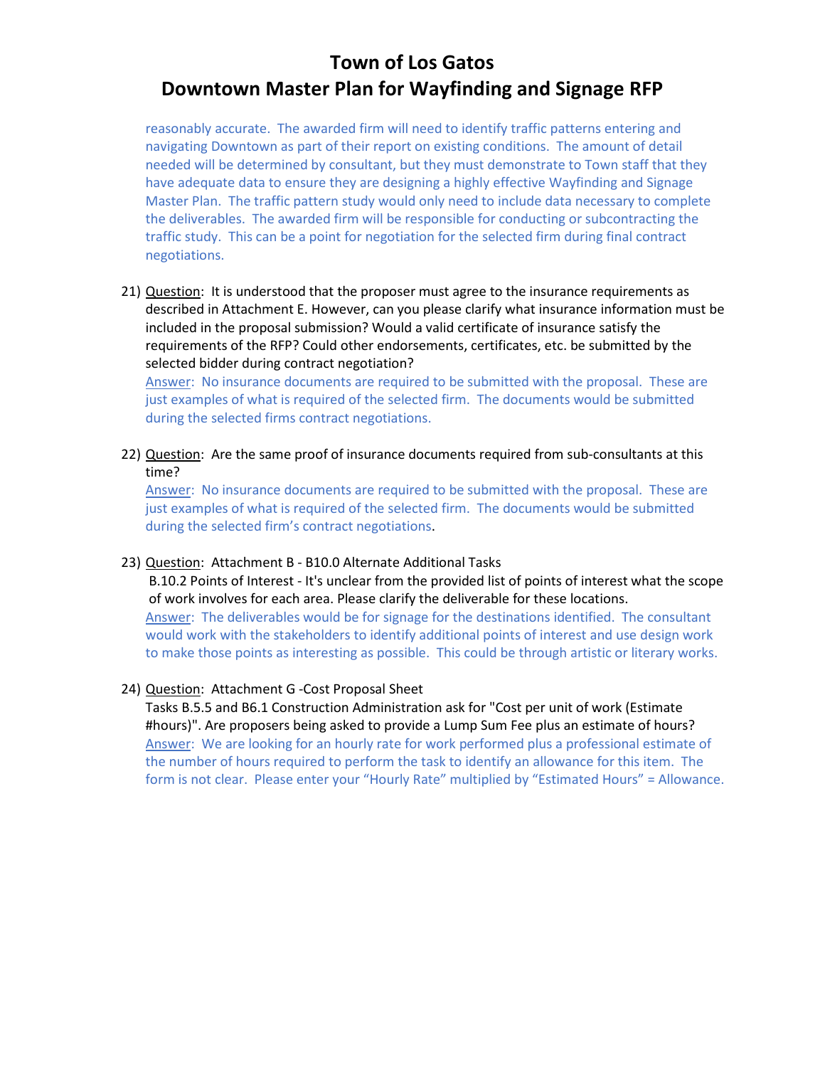reasonably accurate. The awarded firm will need to identify traffic patterns entering and navigating Downtown as part of their report on existing conditions. The amount of detail needed will be determined by consultant, but they must demonstrate to Town staff that they have adequate data to ensure they are designing a highly effective Wayfinding and Signage Master Plan. The traffic pattern study would only need to include data necessary to complete the deliverables. The awarded firm will be responsible for conducting or subcontracting the traffic study. This can be a point for negotiation for the selected firm during final contract negotiations.

21) Question: It is understood that the proposer must agree to the insurance requirements as described in Attachment E. However, can you please clarify what insurance information must be included in the proposal submission? Would a valid certificate of insurance satisfy the requirements of the RFP? Could other endorsements, certificates, etc. be submitted by the selected bidder during contract negotiation?
Answer: No insurance documents are required to be submitted with the proposal. These are just examples of what is required of the selected firm. The documents would be submitted during the selected firms contract negotiations.

22) Question: Are the same proof of insurance documents required from sub-consultants at this time?
Answer: No insurance documents are required to be submitted with the proposal. These are just examples of what is required of the selected firm. The documents would be submitted during the selected firm's contract negotiations.

23) Question: Attachment B - B10.0 Alternate Additional Tasks
B.10.2 Points of Interest - It's unclear from the provided list of points of interest what the scope of work involves for each area. Please clarify the deliverable for these locations.
Answer: The deliverables would be for signage for the destinations identified. The consultant would work with the stakeholders to identify additional points of interest and use design work to make those points as interesting as possible. This could be through artistic or literary works.

24) Question: Attachment G -Cost Proposal Sheet
Tasks B.5.5 and B6.1 Construction Administration ask for "Cost per unit of work (Estimate #hours)". Are proposers being asked to provide a Lump Sum Fee plus an estimate of hours?
Answer: We are looking for an hourly rate for work performed plus a professional estimate of the number of hours required to perform the task to identify an allowance for this item. The form is not clear. Please enter your "Hourly Rate" multiplied by "Estimated Hours" = Allowance.